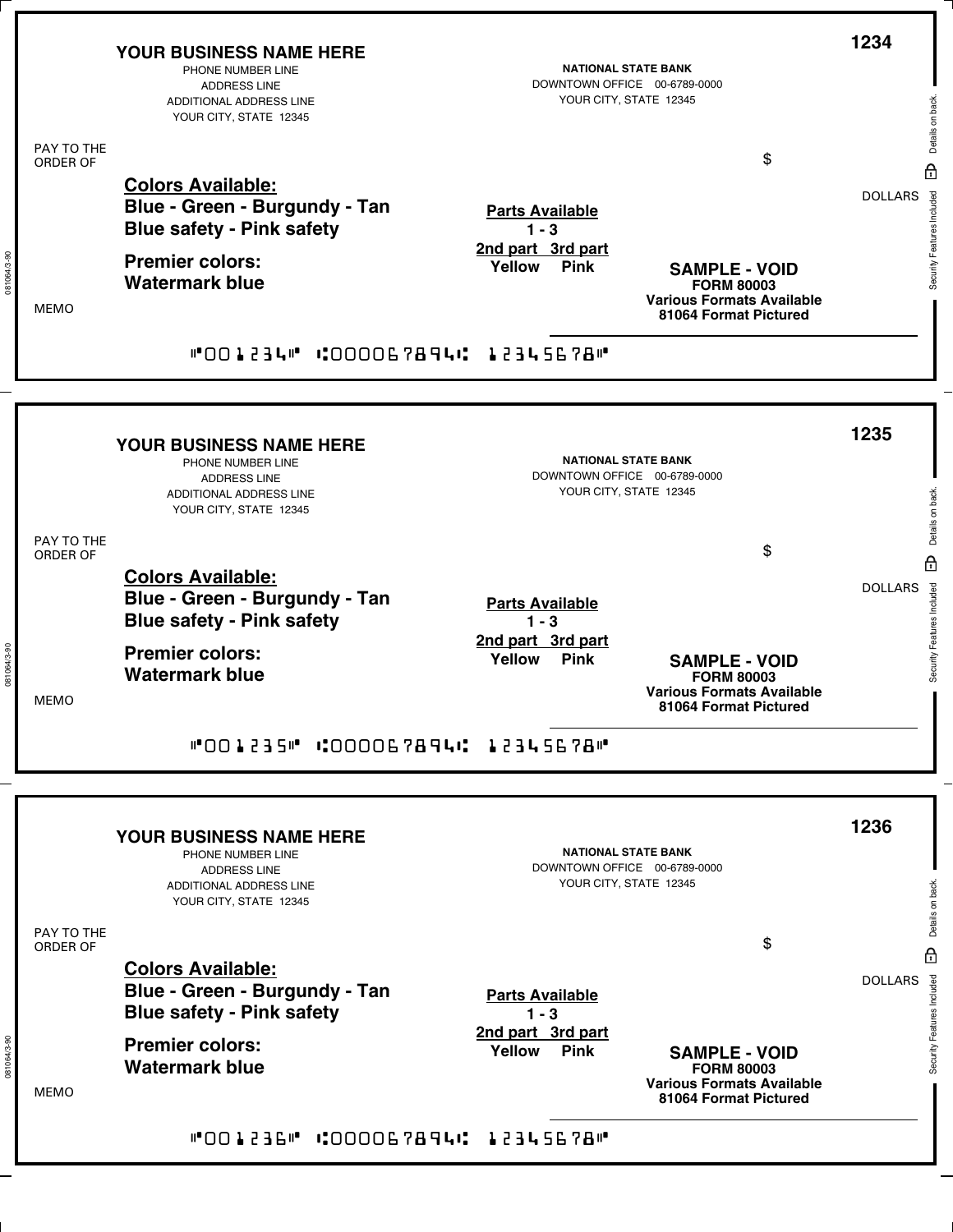**YOUR BUSINESS NAME HERE**
PHONE NUMBER LINE
ADDRESS LINE
ADDITIONAL ADDRESS LINE
YOUR CITY, STATE 12345

**NATIONAL STATE BANK**
DOWNTOWN OFFICE 00-6789-0000
YOUR CITY, STATE 12345

**1234**

PAY TO THE ORDER OF $

DOLLARS

**Colors Available:**
**Blue - Green - Burgundy - Tan**
**Blue safety - Pink safety**

**Premier colors:**
**Watermark blue**

**Parts Available**
**1 - 3**
**2nd part 3rd part**
**Yellow Pink**

**SAMPLE - VOID**
**FORM 80003**
**Various Formats Available**
**81064 Format Pictured**

MEMO

Security Features Included. Details on back.

081064/3-90

⑈001234⑈ ⑆000067894⑆ 12345678⑈

---

**YOUR BUSINESS NAME HERE**
PHONE NUMBER LINE
ADDRESS LINE
ADDITIONAL ADDRESS LINE
YOUR CITY, STATE 12345

**NATIONAL STATE BANK**
DOWNTOWN OFFICE 00-6789-0000
YOUR CITY, STATE 12345

**1235**

PAY TO THE ORDER OF $

DOLLARS

**Colors Available:**
**Blue - Green - Burgundy - Tan**
**Blue safety - Pink safety**

**Premier colors:**
**Watermark blue**

**Parts Available**
**1 - 3**
**2nd part 3rd part**
**Yellow Pink**

**SAMPLE - VOID**
**FORM 80003**
**Various Formats Available**
**81064 Format Pictured**

MEMO

Security Features Included. Details on back.

081064/3-90

⑈001235⑈ ⑆000067894⑆ 12345678⑈

---

**YOUR BUSINESS NAME HERE**
PHONE NUMBER LINE
ADDRESS LINE
ADDITIONAL ADDRESS LINE
YOUR CITY, STATE 12345

**NATIONAL STATE BANK**
DOWNTOWN OFFICE 00-6789-0000
YOUR CITY, STATE 12345

**1236**

PAY TO THE ORDER OF $

DOLLARS

**Colors Available:**
**Blue - Green - Burgundy - Tan**
**Blue safety - Pink safety**

**Premier colors:**
**Watermark blue**

**Parts Available**
**1 - 3**
**2nd part 3rd part**
**Yellow Pink**

**SAMPLE - VOID**
**FORM 80003**
**Various Formats Available**
**81064 Format Pictured**

MEMO

Security Features Included. Details on back.

081064/3-90

⑈001236⑈ ⑆000067894⑆ 12345678⑈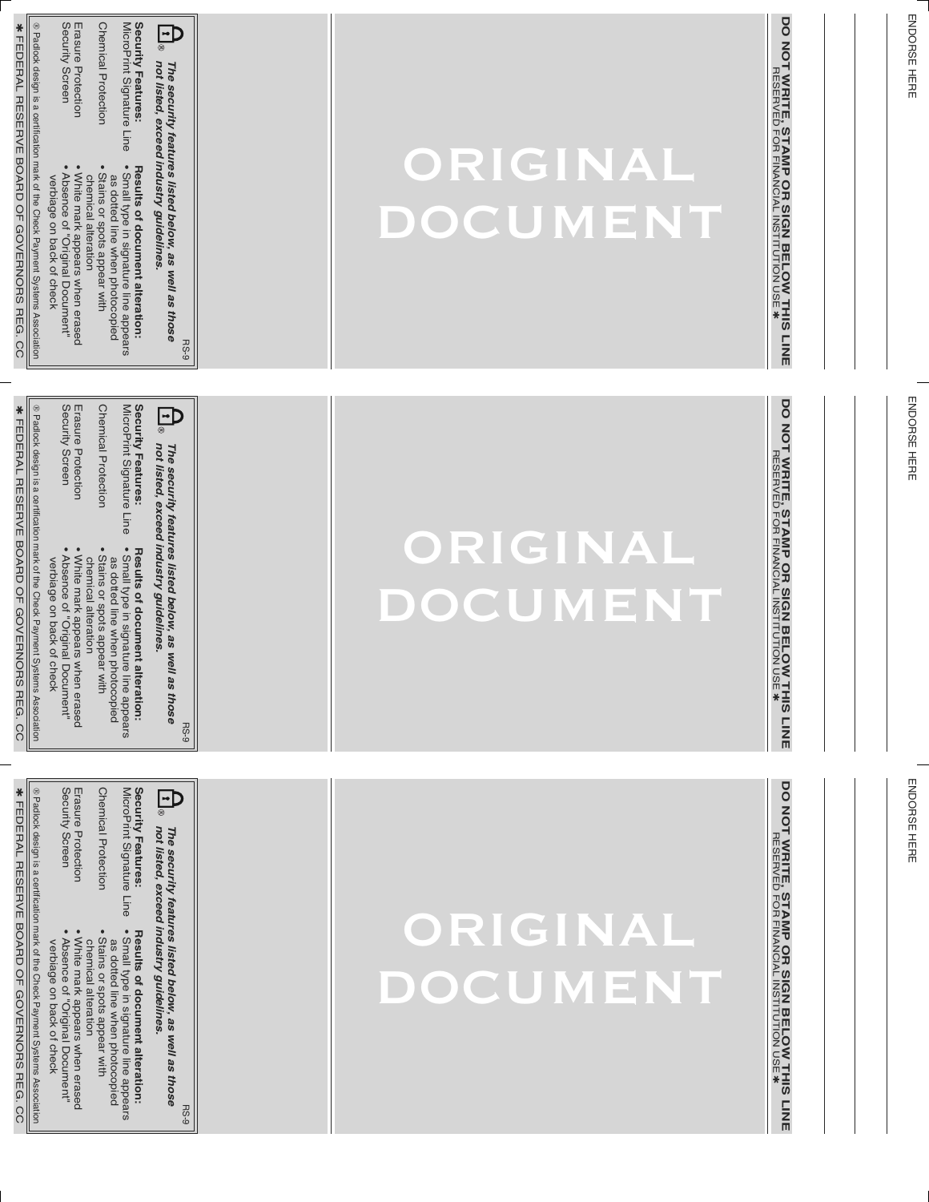ENDORSE HERE

DO NOT WRITE, STAMP OR SIGN BELOW THIS LINE
RESERVED FOR FINANCIAL INSTITUTION USE *

ORIGINAL DOCUMENT

RS-9

***The security features listed below, as well as those not listed, exceed industry guidelines.***

| **Security Features:** | **Results of document alteration:** |
| --- | --- |
| MicroPrint Signature Line | • Small type in signature line appears as dotted line when photocopied |
| Chemical Protection | • Stains or spots appear with chemical alteration |
| Erasure Protection | • White mark appears when erased |
| Security Screen | • Absence of "Original Document" verbiage on back of check |

® Padlock design is a certification mark of the Check Payment Systems Association

* FEDERAL RESERVE BOARD OF GOVERNORS REG. CC

ENDORSE HERE

DO NOT WRITE, STAMP OR SIGN BELOW THIS LINE
RESERVED FOR FINANCIAL INSTITUTION USE *

ORIGINAL DOCUMENT

RS-9

***The security features listed below, as well as those not listed, exceed industry guidelines.***

| **Security Features:** | **Results of document alteration:** |
| --- | --- |
| MicroPrint Signature Line | • Small type in signature line appears as dotted line when photocopied |
| Chemical Protection | • Stains or spots appear with chemical alteration |
| Erasure Protection | • White mark appears when erased |
| Security Screen | • Absence of "Original Document" verbiage on back of check |

® Padlock design is a certification mark of the Check Payment Systems Association

* FEDERAL RESERVE BOARD OF GOVERNORS REG. CC

ENDORSE HERE

DO NOT WRITE, STAMP OR SIGN BELOW THIS LINE
RESERVED FOR FINANCIAL INSTITUTION USE *

ORIGINAL DOCUMENT

RS-9

***The security features listed below, as well as those not listed, exceed industry guidelines.***

| **Security Features:** | **Results of document alteration:** |
| --- | --- |
| MicroPrint Signature Line | • Small type in signature line appears as dotted line when photocopied |
| Chemical Protection | • Stains or spots appear with chemical alteration |
| Erasure Protection | • White mark appears when erased |
| Security Screen | • Absence of "Original Document" verbiage on back of check |

® Padlock design is a certification mark of the Check Payment Systems Association

* FEDERAL RESERVE BOARD OF GOVERNORS REG. CC